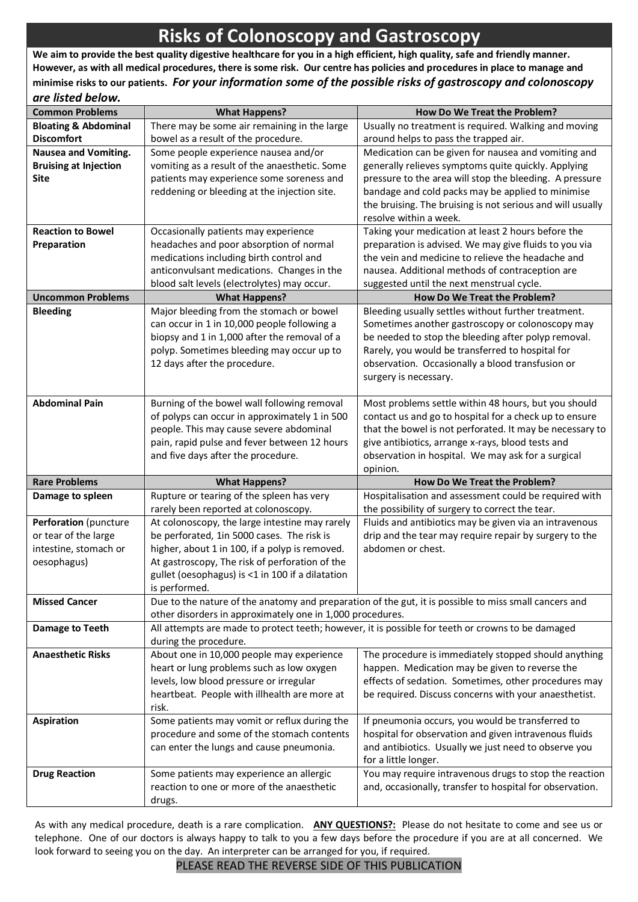# Risks of Colonoscopy and Gastroscopy

**We aim to provide the best quality digestive healthcare for you in a high efficient, high quality, safe and friendly manner. However, as with all medical procedures, there is some risk. Our centre has policies and procedures in place to manage and minimise risks to our patients.** ***For your information some of the possible risks of gastroscopy and colonoscopy are listed below.***

| **Common Problems** | **What Happens?** | **How Do We Treat the Problem?** |
|---|---|---|
| **Bloating & Abdominal Discomfort** | There may be some air remaining in the large bowel as a result of the procedure. | Usually no treatment is required. Walking and moving around helps to pass the trapped air. |
| **Nausea and Vomiting. Bruising at Injection Site** | Some people experience nausea and/or vomiting as a result of the anaesthetic. Some patients may experience some soreness and reddening or bleeding at the injection site. | Medication can be given for nausea and vomiting and generally relieves symptoms quite quickly. Applying pressure to the area will stop the bleeding. A pressure bandage and cold packs may be applied to minimise the bruising. The bruising is not serious and will usually resolve within a week. |
| **Reaction to Bowel Preparation** | Occasionally patients may experience headaches and poor absorption of normal medications including birth control and anticonvulsant medications. Changes in the blood salt levels (electrolytes) may occur. | Taking your medication at least 2 hours before the preparation is advised. We may give fluids to you via the vein and medicine to relieve the headache and nausea. Additional methods of contraception are suggested until the next menstrual cycle. |
| **Uncommon Problems** | **What Happens?** | **How Do We Treat the Problem?** |
| **Bleeding** | Major bleeding from the stomach or bowel can occur in 1 in 10,000 people following a biopsy and 1 in 1,000 after the removal of a polyp. Sometimes bleeding may occur up to 12 days after the procedure. | Bleeding usually settles without further treatment. Sometimes another gastroscopy or colonoscopy may be needed to stop the bleeding after polyp removal. Rarely, you would be transferred to hospital for observation. Occasionally a blood transfusion or surgery is necessary. |
| **Abdominal Pain** | Burning of the bowel wall following removal of polyps can occur in approximately 1 in 500 people. This may cause severe abdominal pain, rapid pulse and fever between 12 hours and five days after the procedure. | Most problems settle within 48 hours, but you should contact us and go to hospital for a check up to ensure that the bowel is not perforated. It may be necessary to give antibiotics, arrange x-rays, blood tests and observation in hospital. We may ask for a surgical opinion. |
| **Rare Problems** | **What Happens?** | **How Do We Treat the Problem?** |
| **Damage to spleen** | Rupture or tearing of the spleen has very rarely been reported at colonoscopy. | Hospitalisation and assessment could be required with the possibility of surgery to correct the tear. |
| **Perforation** (puncture or tear of the large intestine, stomach or oesophagus) | At colonoscopy, the large intestine may rarely be perforated, 1in 5000 cases. The risk is higher, about 1 in 100, if a polyp is removed. At gastroscopy, The risk of perforation of the gullet (oesophagus) is <1 in 100 if a dilatation is performed. | Fluids and antibiotics may be given via an intravenous drip and the tear may require repair by surgery to the abdomen or chest. |
| **Missed Cancer** | Due to the nature of the anatomy and preparation of the gut, it is possible to miss small cancers and other disorders in approximately one in 1,000 procedures. | |
| **Damage to Teeth** | All attempts are made to protect teeth; however, it is possible for teeth or crowns to be damaged during the procedure. | |
| **Anaesthetic Risks** | About one in 10,000 people may experience heart or lung problems such as low oxygen levels, low blood pressure or irregular heartbeat. People with illhealth are more at risk. | The procedure is immediately stopped should anything happen. Medication may be given to reverse the effects of sedation. Sometimes, other procedures may be required. Discuss concerns with your anaesthetist. |
| **Aspiration** | Some patients may vomit or reflux during the procedure and some of the stomach contents can enter the lungs and cause pneumonia. | If pneumonia occurs, you would be transferred to hospital for observation and given intravenous fluids and antibiotics. Usually we just need to observe you for a little longer. |
| **Drug Reaction** | Some patients may experience an allergic reaction to one or more of the anaesthetic drugs. | You may require intravenous drugs to stop the reaction and, occasionally, transfer to hospital for observation. |

As with any medical procedure, death is a rare complication. **ANY QUESTIONS?:** Please do not hesitate to come and see us or telephone. One of our doctors is always happy to talk to you a few days before the procedure if you are at all concerned. We look forward to seeing you on the day. An interpreter can be arranged for you, if required.

PLEASE READ THE REVERSE SIDE OF THIS PUBLICATION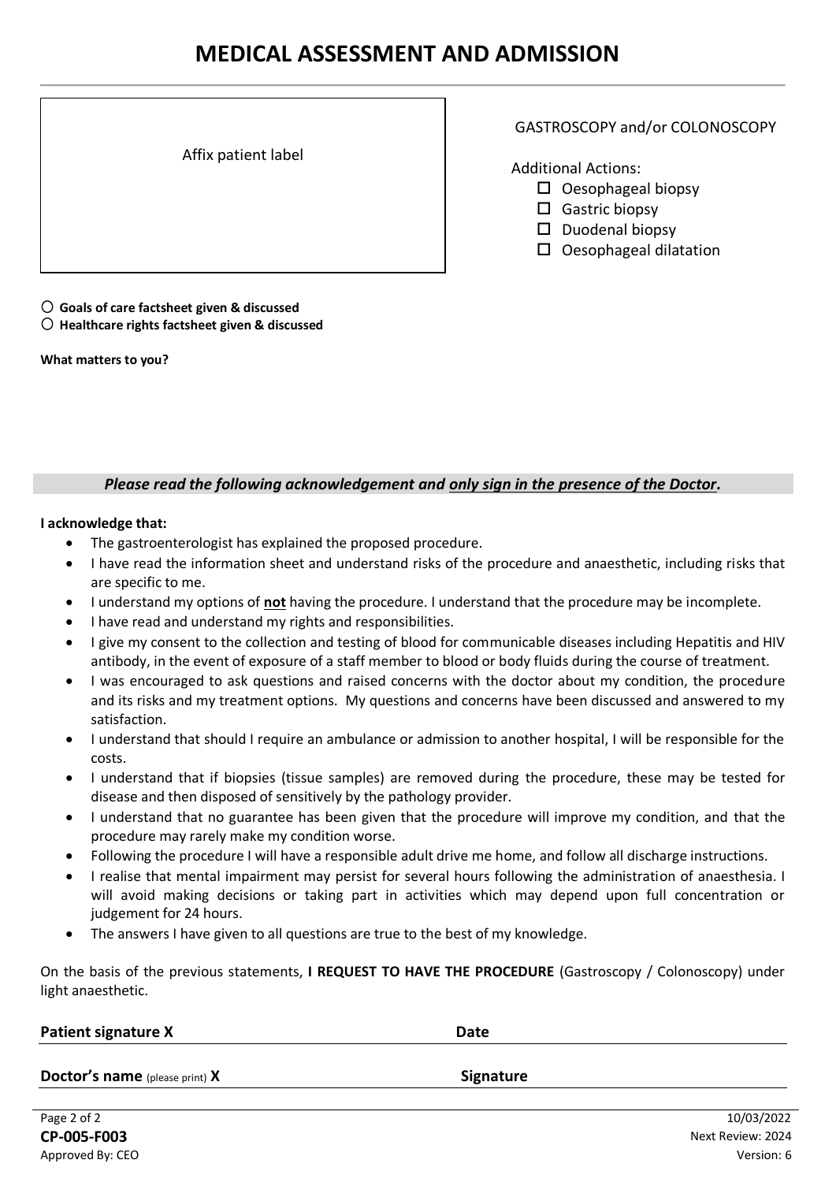# MEDICAL ASSESSMENT AND ADMISSION

Affix patient label

GASTROSCOPY and/or COLONOSCOPY

Additional Actions:

- ☐ Oesophageal biopsy
- ☐ Gastric biopsy
- ☐ Duodenal biopsy
- ☐ Oesophageal dilatation

○ **Goals of care factsheet given & discussed**
○ **Healthcare rights factsheet given & discussed**

**What matters to you?**

***Please read the following acknowledgement and <u>only sign in the presence of the Doctor</u>.***

**I acknowledge that:**

- The gastroenterologist has explained the proposed procedure.
- I have read the information sheet and understand risks of the procedure and anaesthetic, including risks that are specific to me.
- I understand my options of **<u>not</u>** having the procedure. I understand that the procedure may be incomplete.
- I have read and understand my rights and responsibilities.
- I give my consent to the collection and testing of blood for communicable diseases including Hepatitis and HIV antibody, in the event of exposure of a staff member to blood or body fluids during the course of treatment.
- I was encouraged to ask questions and raised concerns with the doctor about my condition, the procedure and its risks and my treatment options. My questions and concerns have been discussed and answered to my satisfaction.
- I understand that should I require an ambulance or admission to another hospital, I will be responsible for the costs.
- I understand that if biopsies (tissue samples) are removed during the procedure, these may be tested for disease and then disposed of sensitively by the pathology provider.
- I understand that no guarantee has been given that the procedure will improve my condition, and that the procedure may rarely make my condition worse.
- Following the procedure I will have a responsible adult drive me home, and follow all discharge instructions.
- I realise that mental impairment may persist for several hours following the administration of anaesthesia. I will avoid making decisions or taking part in activities which may depend upon full concentration or judgement for 24 hours.
- The answers I have given to all questions are true to the best of my knowledge.

On the basis of the previous statements, **I REQUEST TO HAVE THE PROCEDURE** (Gastroscopy / Colonoscopy) under light anaesthetic.

**Patient signature X** **Date**

**Doctor's name** (please print) **X** **Signature**

**CP-005-F003**
Approved By: CEO

10/03/2022
Next Review: 2024
Version: 6